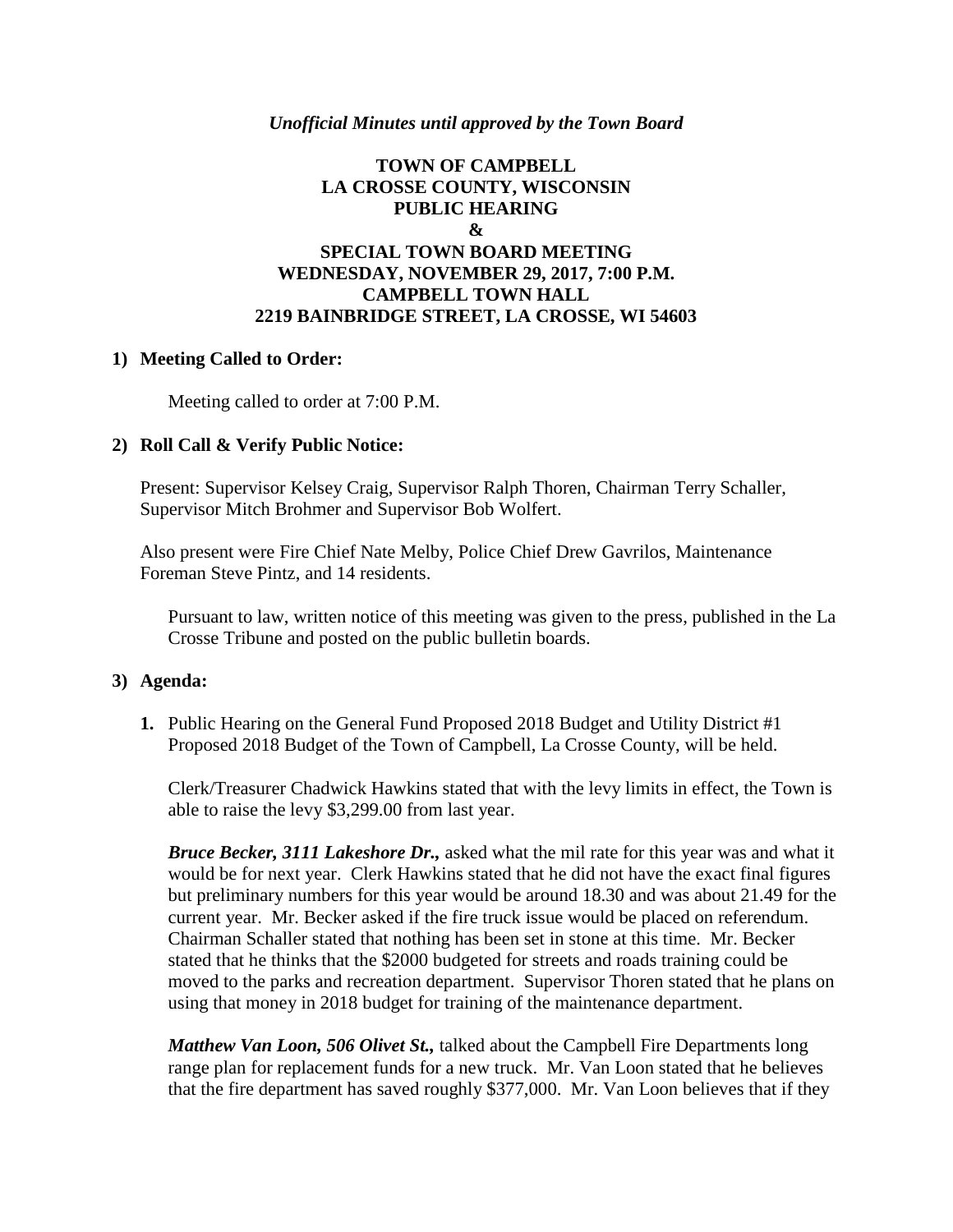*Unofficial Minutes until approved by the Town Board*

**TOWN OF CAMPBELL**
**LA CROSSE COUNTY, WISCONSIN**
**PUBLIC HEARING**
**&**
**SPECIAL TOWN BOARD MEETING**
**WEDNESDAY, NOVEMBER 29, 2017, 7:00 P.M.**
**CAMPBELL TOWN HALL**
**2219 BAINBRIDGE STREET, LA CROSSE, WI 54603**

**1) Meeting Called to Order:**

Meeting called to order at 7:00 P.M.

**2) Roll Call & Verify Public Notice:**

Present: Supervisor Kelsey Craig, Supervisor Ralph Thoren, Chairman Terry Schaller, Supervisor Mitch Brohmer and Supervisor Bob Wolfert.

Also present were Fire Chief Nate Melby, Police Chief Drew Gavrilos, Maintenance Foreman Steve Pintz, and 14 residents.

Pursuant to law, written notice of this meeting was given to the press, published in the La Crosse Tribune and posted on the public bulletin boards.

**3) Agenda:**

**1.** Public Hearing on the General Fund Proposed 2018 Budget and Utility District #1 Proposed 2018 Budget of the Town of Campbell, La Crosse County, will be held.

Clerk/Treasurer Chadwick Hawkins stated that with the levy limits in effect, the Town is able to raise the levy $3,299.00 from last year.

***Bruce Becker, 3111 Lakeshore Dr.,*** asked what the mil rate for this year was and what it would be for next year. Clerk Hawkins stated that he did not have the exact final figures but preliminary numbers for this year would be around 18.30 and was about 21.49 for the current year. Mr. Becker asked if the fire truck issue would be placed on referendum. Chairman Schaller stated that nothing has been set in stone at this time. Mr. Becker stated that he thinks that the $2000 budgeted for streets and roads training could be moved to the parks and recreation department. Supervisor Thoren stated that he plans on using that money in 2018 budget for training of the maintenance department.

***Matthew Van Loon, 506 Olivet St.,*** talked about the Campbell Fire Departments long range plan for replacement funds for a new truck. Mr. Van Loon stated that he believes that the fire department has saved roughly $377,000. Mr. Van Loon believes that if they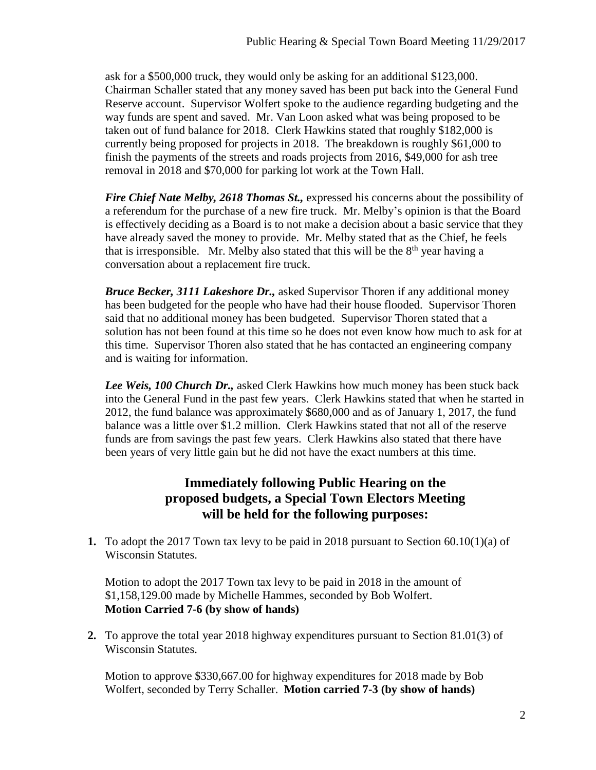ask for a $500,000 truck, they would only be asking for an additional $123,000. Chairman Schaller stated that any money saved has been put back into the General Fund Reserve account. Supervisor Wolfert spoke to the audience regarding budgeting and the way funds are spent and saved. Mr. Van Loon asked what was being proposed to be taken out of fund balance for 2018. Clerk Hawkins stated that roughly $182,000 is currently being proposed for projects in 2018. The breakdown is roughly $61,000 to finish the payments of the streets and roads projects from 2016, $49,000 for ash tree removal in 2018 and $70,000 for parking lot work at the Town Hall.

***Fire Chief Nate Melby, 2618 Thomas St.,*** expressed his concerns about the possibility of a referendum for the purchase of a new fire truck. Mr. Melby's opinion is that the Board is effectively deciding as a Board is to not make a decision about a basic service that they have already saved the money to provide. Mr. Melby stated that as the Chief, he feels that is irresponsible. Mr. Melby also stated that this will be the 8th year having a conversation about a replacement fire truck.

***Bruce Becker, 3111 Lakeshore Dr.,*** asked Supervisor Thoren if any additional money has been budgeted for the people who have had their house flooded. Supervisor Thoren said that no additional money has been budgeted. Supervisor Thoren stated that a solution has not been found at this time so he does not even know how much to ask for at this time. Supervisor Thoren also stated that he has contacted an engineering company and is waiting for information.

***Lee Weis, 100 Church Dr.,*** asked Clerk Hawkins how much money has been stuck back into the General Fund in the past few years. Clerk Hawkins stated that when he started in 2012, the fund balance was approximately $680,000 and as of January 1, 2017, the fund balance was a little over $1.2 million. Clerk Hawkins stated that not all of the reserve funds are from savings the past few years. Clerk Hawkins also stated that there have been years of very little gain but he did not have the exact numbers at this time.

## Immediately following Public Hearing on the proposed budgets, a Special Town Electors Meeting will be held for the following purposes:

1. To adopt the 2017 Town tax levy to be paid in 2018 pursuant to Section 60.10(1)(a) of Wisconsin Statutes.

   Motion to adopt the 2017 Town tax levy to be paid in 2018 in the amount of $1,158,129.00 made by Michelle Hammes, seconded by Bob Wolfert.
   **Motion Carried 7-6 (by show of hands)**

2. To approve the total year 2018 highway expenditures pursuant to Section 81.01(3) of Wisconsin Statutes.

   Motion to approve $330,667.00 for highway expenditures for 2018 made by Bob Wolfert, seconded by Terry Schaller. **Motion carried 7-3 (by show of hands)**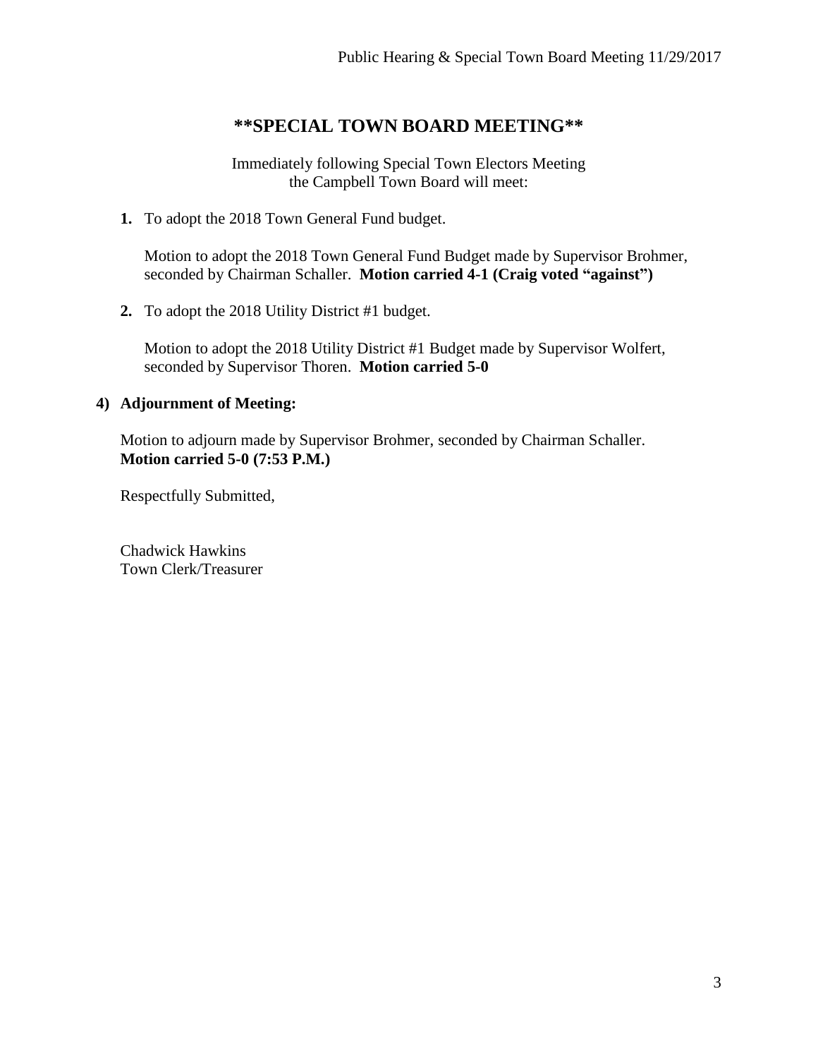## **SPECIAL TOWN BOARD MEETING**

Immediately following Special Town Electors Meeting
the Campbell Town Board will meet:

1. To adopt the 2018 Town General Fund budget.

   Motion to adopt the 2018 Town General Fund Budget made by Supervisor Brohmer, seconded by Chairman Schaller. **Motion carried 4-1 (Craig voted "against")**

2. To adopt the 2018 Utility District #1 budget.

   Motion to adopt the 2018 Utility District #1 Budget made by Supervisor Wolfert, seconded by Supervisor Thoren. **Motion carried 5-0**

**4) Adjournment of Meeting:**

Motion to adjourn made by Supervisor Brohmer, seconded by Chairman Schaller.
**Motion carried 5-0 (7:53 P.M.)**

Respectfully Submitted,

Chadwick Hawkins
Town Clerk/Treasurer